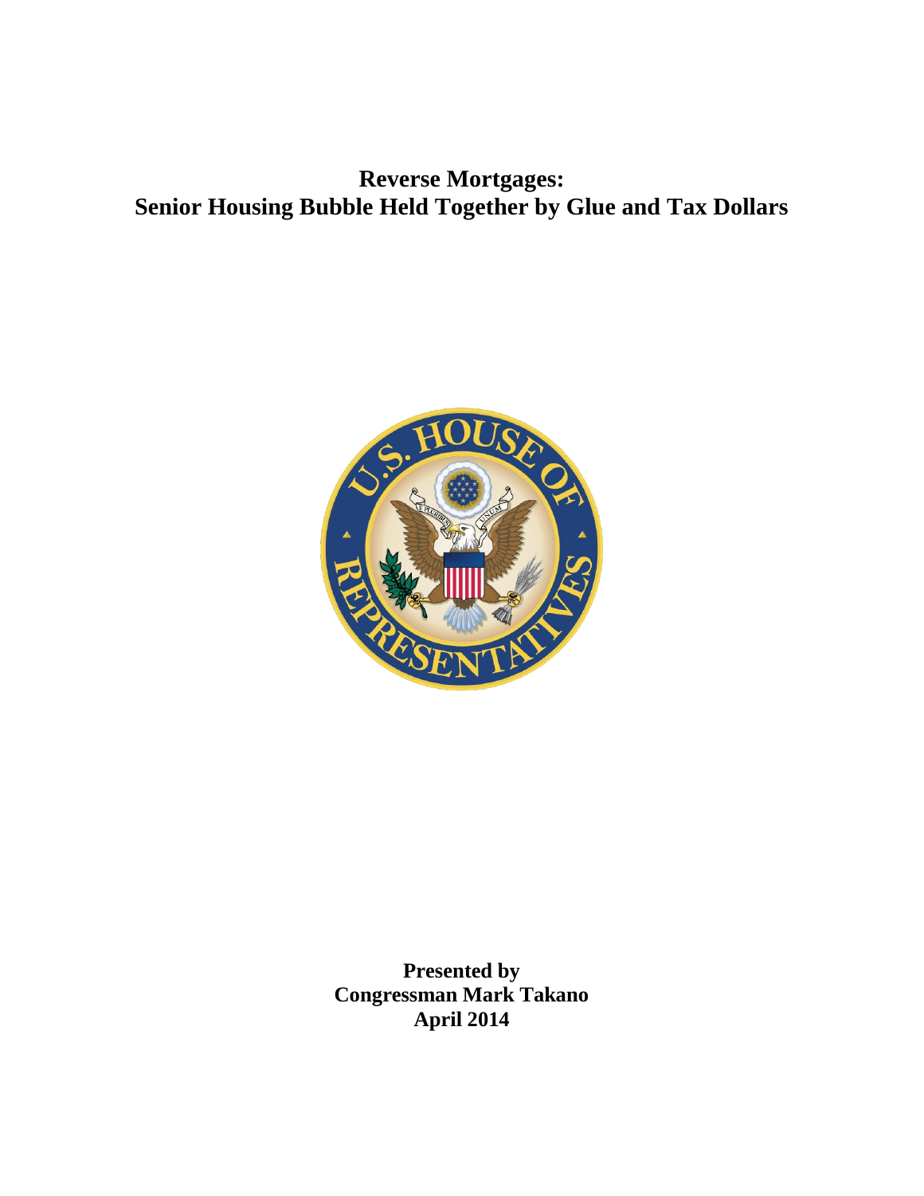# Reverse Mortgages:
# Senior Housing Bubble Held Together by Glue and Tax Dollars

**Presented by**
**Congressman Mark Takano**
**April 2014**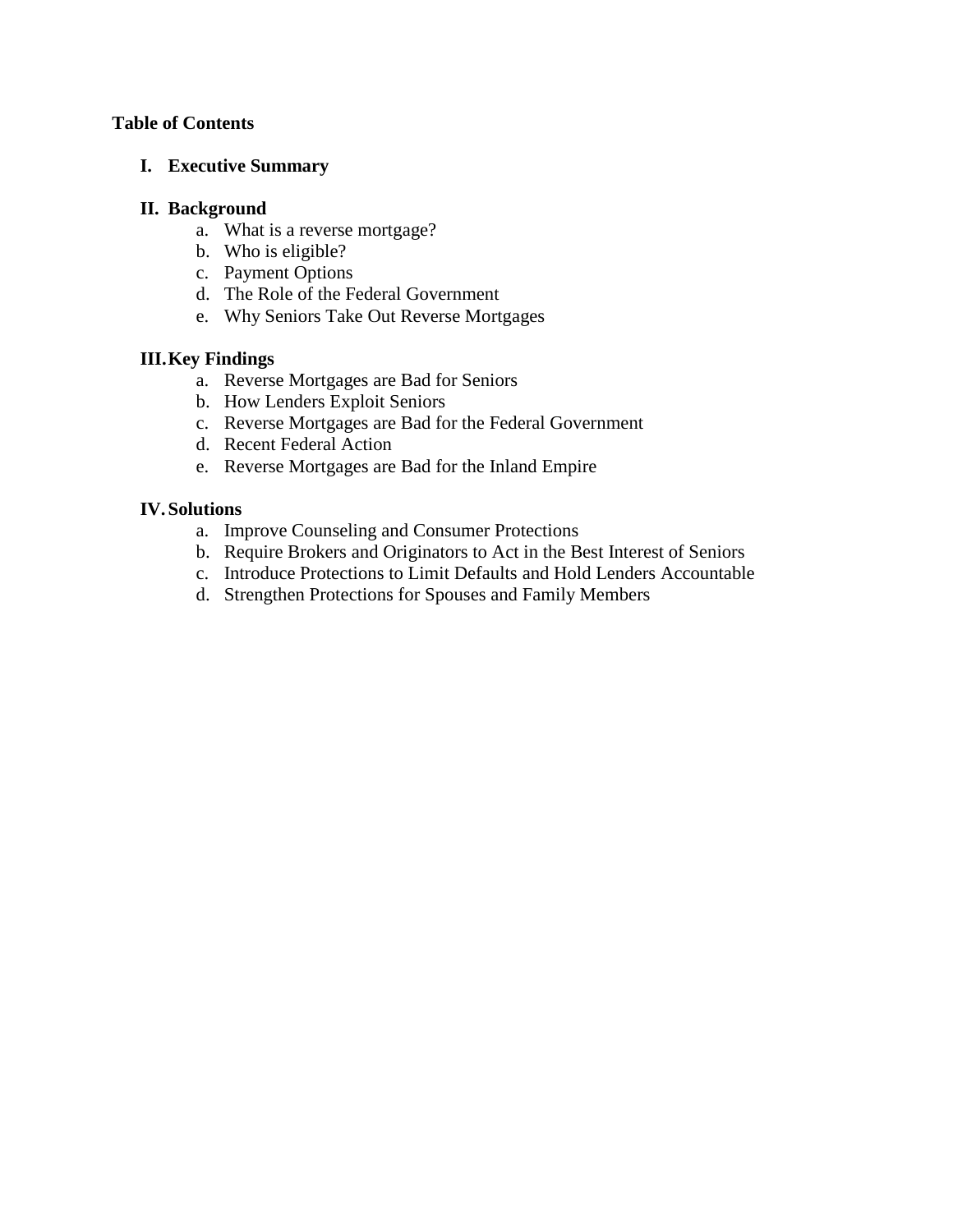**Table of Contents**

**I. Executive Summary**

**II. Background**

a. What is a reverse mortgage?
b. Who is eligible?
c. Payment Options
d. The Role of the Federal Government
e. Why Seniors Take Out Reverse Mortgages

**III. Key Findings**

a. Reverse Mortgages are Bad for Seniors
b. How Lenders Exploit Seniors
c. Reverse Mortgages are Bad for the Federal Government
d. Recent Federal Action
e. Reverse Mortgages are Bad for the Inland Empire

**IV. Solutions**

a. Improve Counseling and Consumer Protections
b. Require Brokers and Originators to Act in the Best Interest of Seniors
c. Introduce Protections to Limit Defaults and Hold Lenders Accountable
d. Strengthen Protections for Spouses and Family Members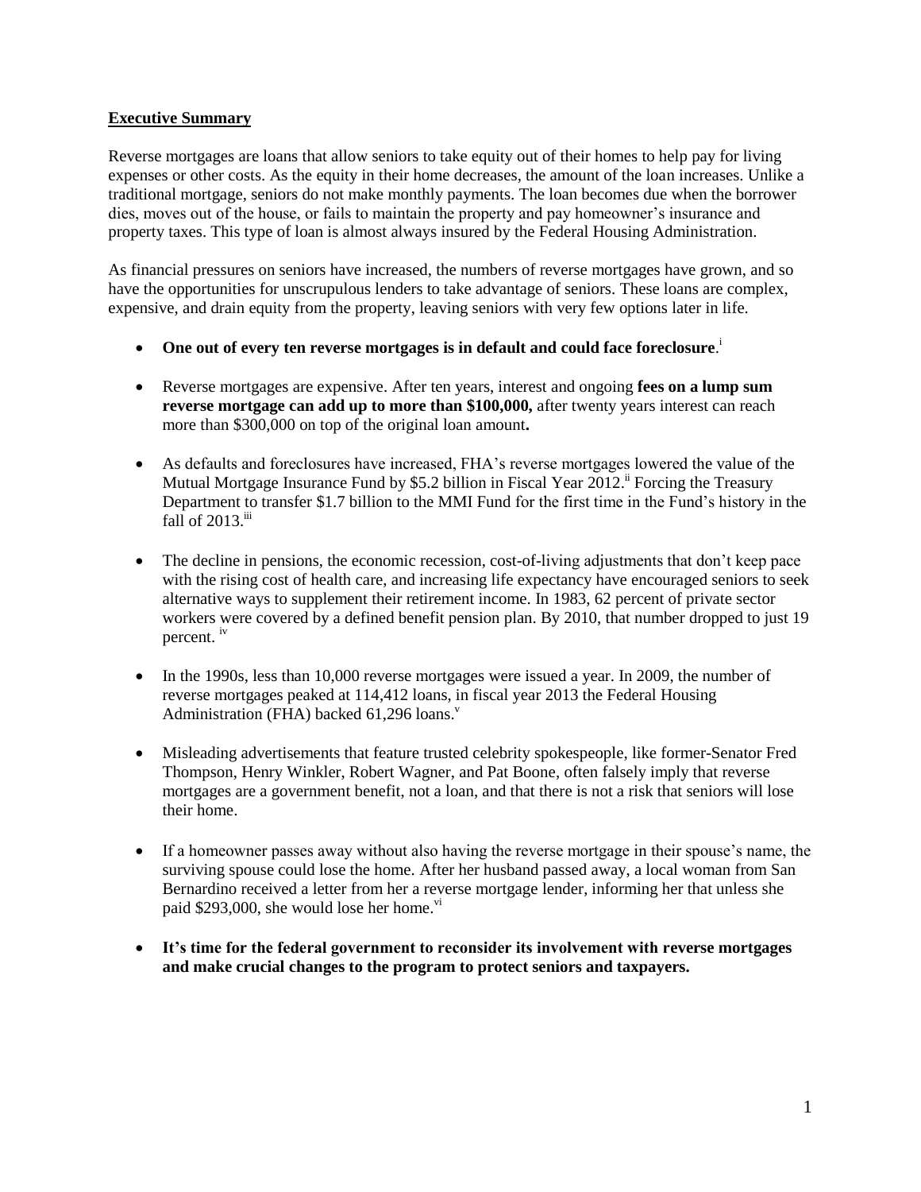## Executive Summary

Reverse mortgages are loans that allow seniors to take equity out of their homes to help pay for living expenses or other costs. As the equity in their home decreases, the amount of the loan increases. Unlike a traditional mortgage, seniors do not make monthly payments. The loan becomes due when the borrower dies, moves out of the house, or fails to maintain the property and pay homeowner's insurance and property taxes. This type of loan is almost always insured by the Federal Housing Administration.

As financial pressures on seniors have increased, the numbers of reverse mortgages have grown, and so have the opportunities for unscrupulous lenders to take advantage of seniors. These loans are complex, expensive, and drain equity from the property, leaving seniors with very few options later in life.

- **One out of every ten reverse mortgages is in default and could face foreclosure**.[i]

- Reverse mortgages are expensive. After ten years, interest and ongoing **fees on a lump sum reverse mortgage can add up to more than $100,000,** after twenty years interest can reach more than $300,000 on top of the original loan amount**.**

- As defaults and foreclosures have increased, FHA's reverse mortgages lowered the value of the Mutual Mortgage Insurance Fund by $5.2 billion in Fiscal Year 2012.[ii] Forcing the Treasury Department to transfer $1.7 billion to the MMI Fund for the first time in the Fund's history in the fall of 2013.[iii]

- The decline in pensions, the economic recession, cost-of-living adjustments that don't keep pace with the rising cost of health care, and increasing life expectancy have encouraged seniors to seek alternative ways to supplement their retirement income. In 1983, 62 percent of private sector workers were covered by a defined benefit pension plan. By 2010, that number dropped to just 19 percent. [iv]

- In the 1990s, less than 10,000 reverse mortgages were issued a year. In 2009, the number of reverse mortgages peaked at 114,412 loans, in fiscal year 2013 the Federal Housing Administration (FHA) backed 61,296 loans.[v]

- Misleading advertisements that feature trusted celebrity spokespeople, like former-Senator Fred Thompson, Henry Winkler, Robert Wagner, and Pat Boone, often falsely imply that reverse mortgages are a government benefit, not a loan, and that there is not a risk that seniors will lose their home.

- If a homeowner passes away without also having the reverse mortgage in their spouse's name, the surviving spouse could lose the home. After her husband passed away, a local woman from San Bernardino received a letter from her a reverse mortgage lender, informing her that unless she paid $293,000, she would lose her home.[vi]

- **It's time for the federal government to reconsider its involvement with reverse mortgages and make crucial changes to the program to protect seniors and taxpayers.**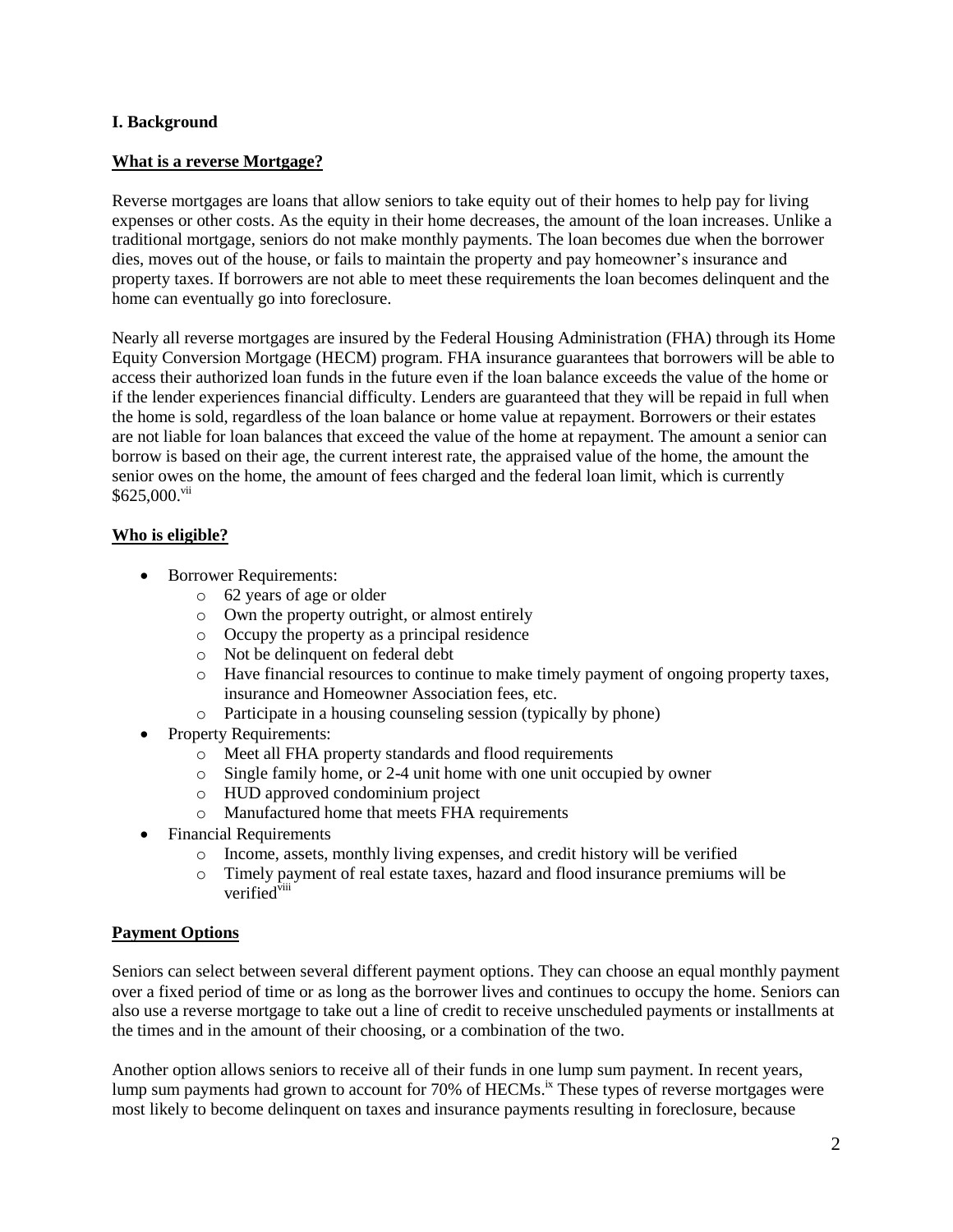## I. Background

### What is a reverse Mortgage?

Reverse mortgages are loans that allow seniors to take equity out of their homes to help pay for living expenses or other costs. As the equity in their home decreases, the amount of the loan increases. Unlike a traditional mortgage, seniors do not make monthly payments. The loan becomes due when the borrower dies, moves out of the house, or fails to maintain the property and pay homeowner's insurance and property taxes. If borrowers are not able to meet these requirements the loan becomes delinquent and the home can eventually go into foreclosure.

Nearly all reverse mortgages are insured by the Federal Housing Administration (FHA) through its Home Equity Conversion Mortgage (HECM) program. FHA insurance guarantees that borrowers will be able to access their authorized loan funds in the future even if the loan balance exceeds the value of the home or if the lender experiences financial difficulty. Lenders are guaranteed that they will be repaid in full when the home is sold, regardless of the loan balance or home value at repayment. Borrowers or their estates are not liable for loan balances that exceed the value of the home at repayment. The amount a senior can borrow is based on their age, the current interest rate, the appraised value of the home, the amount the senior owes on the home, the amount of fees charged and the federal loan limit, which is currently $625,000.[vii]

### Who is eligible?

- Borrower Requirements:
  - 62 years of age or older
  - Own the property outright, or almost entirely
  - Occupy the property as a principal residence
  - Not be delinquent on federal debt
  - Have financial resources to continue to make timely payment of ongoing property taxes, insurance and Homeowner Association fees, etc.
  - Participate in a housing counseling session (typically by phone)
- Property Requirements:
  - Meet all FHA property standards and flood requirements
  - Single family home, or 2-4 unit home with one unit occupied by owner
  - HUD approved condominium project
  - Manufactured home that meets FHA requirements
- Financial Requirements
  - Income, assets, monthly living expenses, and credit history will be verified
  - Timely payment of real estate taxes, hazard and flood insurance premiums will be verified[viii]

### Payment Options

Seniors can select between several different payment options. They can choose an equal monthly payment over a fixed period of time or as long as the borrower lives and continues to occupy the home. Seniors can also use a reverse mortgage to take out a line of credit to receive unscheduled payments or installments at the times and in the amount of their choosing, or a combination of the two.

Another option allows seniors to receive all of their funds in one lump sum payment. In recent years, lump sum payments had grown to account for 70% of HECMs.[ix] These types of reverse mortgages were most likely to become delinquent on taxes and insurance payments resulting in foreclosure, because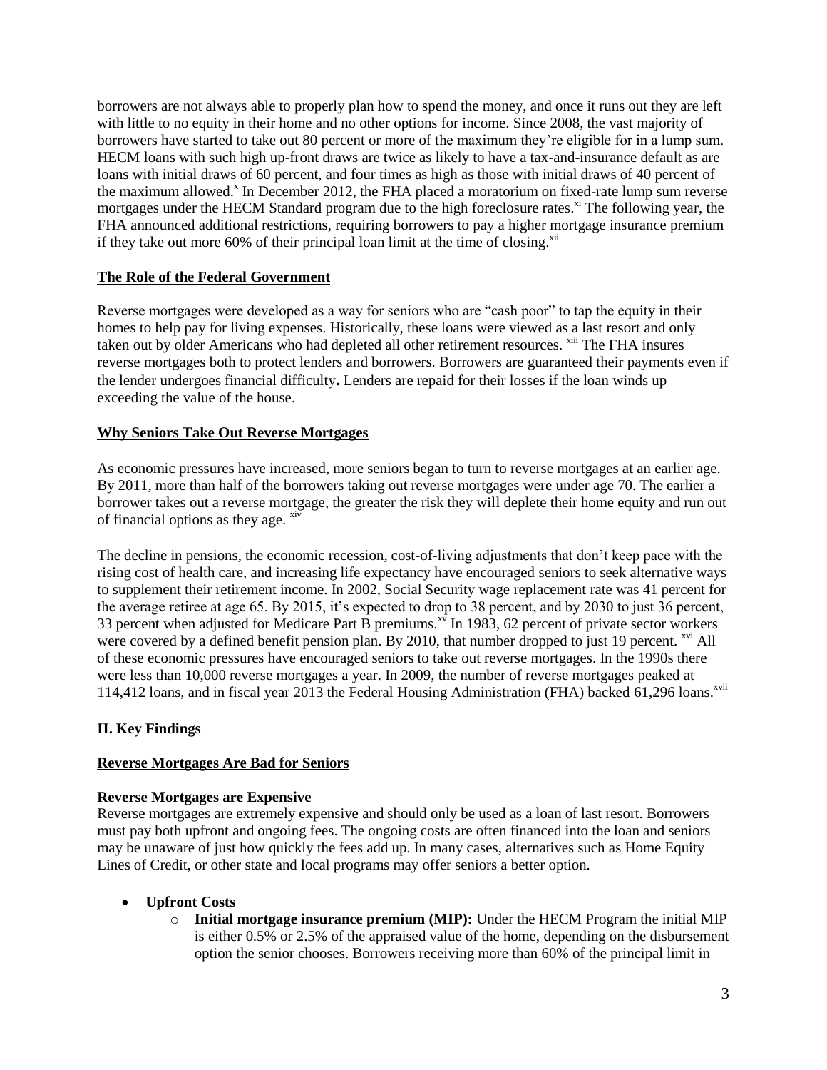borrowers are not always able to properly plan how to spend the money, and once it runs out they are left with little to no equity in their home and no other options for income. Since 2008, the vast majority of borrowers have started to take out 80 percent or more of the maximum they're eligible for in a lump sum. HECM loans with such high up-front draws are twice as likely to have a tax-and-insurance default as are loans with initial draws of 60 percent, and four times as high as those with initial draws of 40 percent of the maximum allowed.[x] In December 2012, the FHA placed a moratorium on fixed-rate lump sum reverse mortgages under the HECM Standard program due to the high foreclosure rates.[xi] The following year, the FHA announced additional restrictions, requiring borrowers to pay a higher mortgage insurance premium if they take out more 60% of their principal loan limit at the time of closing.[xii]

## The Role of the Federal Government

Reverse mortgages were developed as a way for seniors who are "cash poor" to tap the equity in their homes to help pay for living expenses. Historically, these loans were viewed as a last resort and only taken out by older Americans who had depleted all other retirement resources. [xiii] The FHA insures reverse mortgages both to protect lenders and borrowers. Borrowers are guaranteed their payments even if the lender undergoes financial difficulty**.** Lenders are repaid for their losses if the loan winds up exceeding the value of the house.

## Why Seniors Take Out Reverse Mortgages

As economic pressures have increased, more seniors began to turn to reverse mortgages at an earlier age. By 2011, more than half of the borrowers taking out reverse mortgages were under age 70. The earlier a borrower takes out a reverse mortgage, the greater the risk they will deplete their home equity and run out of financial options as they age. [xiv]

The decline in pensions, the economic recession, cost-of-living adjustments that don't keep pace with the rising cost of health care, and increasing life expectancy have encouraged seniors to seek alternative ways to supplement their retirement income. In 2002, Social Security wage replacement rate was 41 percent for the average retiree at age 65. By 2015, it's expected to drop to 38 percent, and by 2030 to just 36 percent, 33 percent when adjusted for Medicare Part B premiums.[xv] In 1983, 62 percent of private sector workers were covered by a defined benefit pension plan. By 2010, that number dropped to just 19 percent. [xvi] All of these economic pressures have encouraged seniors to take out reverse mortgages. In the 1990s there were less than 10,000 reverse mortgages a year. In 2009, the number of reverse mortgages peaked at 114,412 loans, and in fiscal year 2013 the Federal Housing Administration (FHA) backed 61,296 loans.[xvii]

# II. Key Findings

## Reverse Mortgages Are Bad for Seniors

### Reverse Mortgages are Expensive

Reverse mortgages are extremely expensive and should only be used as a loan of last resort. Borrowers must pay both upfront and ongoing fees. The ongoing costs are often financed into the loan and seniors may be unaware of just how quickly the fees add up. In many cases, alternatives such as Home Equity Lines of Credit, or other state and local programs may offer seniors a better option.

- **Upfront Costs**
  - **Initial mortgage insurance premium (MIP):** Under the HECM Program the initial MIP is either 0.5% or 2.5% of the appraised value of the home, depending on the disbursement option the senior chooses. Borrowers receiving more than 60% of the principal limit in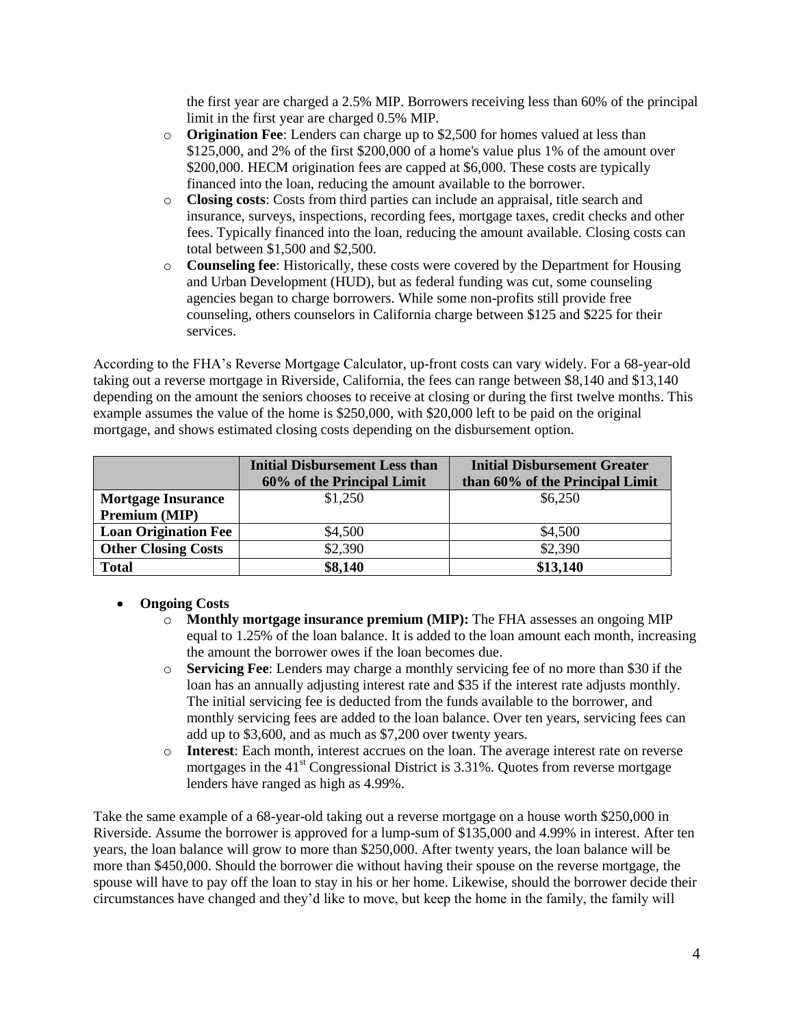the first year are charged a 2.5% MIP. Borrowers receiving less than 60% of the principal limit in the first year are charged 0.5% MIP.

- **Origination Fee**: Lenders can charge up to $2,500 for homes valued at less than $125,000, and 2% of the first $200,000 of a home's value plus 1% of the amount over $200,000. HECM origination fees are capped at $6,000. These costs are typically financed into the loan, reducing the amount available to the borrower.
- **Closing costs**: Costs from third parties can include an appraisal, title search and insurance, surveys, inspections, recording fees, mortgage taxes, credit checks and other fees. Typically financed into the loan, reducing the amount available. Closing costs can total between $1,500 and $2,500.
- **Counseling fee**: Historically, these costs were covered by the Department for Housing and Urban Development (HUD), but as federal funding was cut, some counseling agencies began to charge borrowers. While some non-profits still provide free counseling, others counselors in California charge between $125 and $225 for their services.

According to the FHA's Reverse Mortgage Calculator, up-front costs can vary widely. For a 68-year-old taking out a reverse mortgage in Riverside, California, the fees can range between $8,140 and $13,140 depending on the amount the seniors chooses to receive at closing or during the first twelve months. This example assumes the value of the home is $250,000, with $20,000 left to be paid on the original mortgage, and shows estimated closing costs depending on the disbursement option.

| | **Initial Disbursement Less than 60% of the Principal Limit** | **Initial Disbursement Greater than 60% of the Principal Limit** |
|---|---|---|
| **Mortgage Insurance Premium (MIP)** | $1,250 | $6,250 |
| **Loan Origination Fee** | $4,500 | $4,500 |
| **Other Closing Costs** | $2,390 | $2,390 |
| **Total** | **$8,140** | **$13,140** |

- **Ongoing Costs**
  - **Monthly mortgage insurance premium (MIP):** The FHA assesses an ongoing MIP equal to 1.25% of the loan balance. It is added to the loan amount each month, increasing the amount the borrower owes if the loan becomes due.
  - **Servicing Fee**: Lenders may charge a monthly servicing fee of no more than $30 if the loan has an annually adjusting interest rate and $35 if the interest rate adjusts monthly. The initial servicing fee is deducted from the funds available to the borrower, and monthly servicing fees are added to the loan balance. Over ten years, servicing fees can add up to $3,600, and as much as $7,200 over twenty years.
  - **Interest**: Each month, interest accrues on the loan. The average interest rate on reverse mortgages in the 41st Congressional District is 3.31%. Quotes from reverse mortgage lenders have ranged as high as 4.99%.

Take the same example of a 68-year-old taking out a reverse mortgage on a house worth $250,000 in Riverside. Assume the borrower is approved for a lump-sum of $135,000 and 4.99% in interest. After ten years, the loan balance will grow to more than $250,000. After twenty years, the loan balance will be more than $450,000. Should the borrower die without having their spouse on the reverse mortgage, the spouse will have to pay off the loan to stay in his or her home. Likewise, should the borrower decide their circumstances have changed and they'd like to move, but keep the home in the family, the family will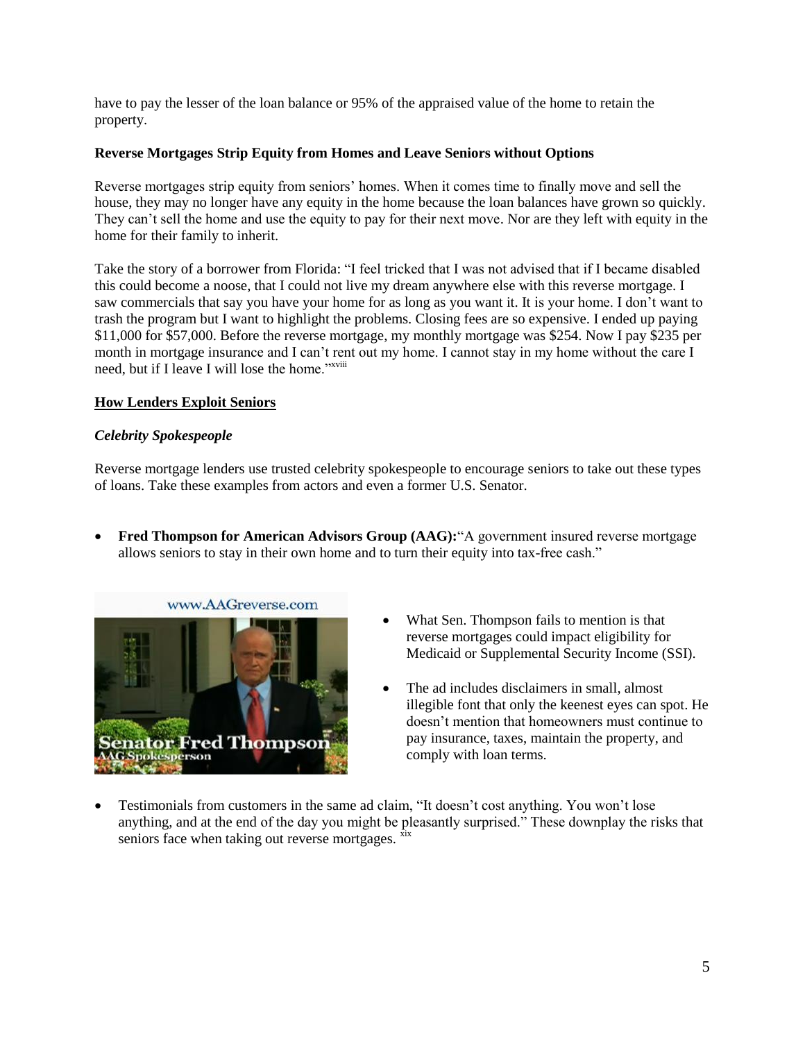have to pay the lesser of the loan balance or 95% of the appraised value of the home to retain the property.

**Reverse Mortgages Strip Equity from Homes and Leave Seniors without Options**

Reverse mortgages strip equity from seniors' homes. When it comes time to finally move and sell the house, they may no longer have any equity in the home because the loan balances have grown so quickly. They can't sell the home and use the equity to pay for their next move. Nor are they left with equity in the home for their family to inherit.

Take the story of a borrower from Florida: "I feel tricked that I was not advised that if I became disabled this could become a noose, that I could not live my dream anywhere else with this reverse mortgage. I saw commercials that say you have your home for as long as you want it. It is your home. I don't want to trash the program but I want to highlight the problems. Closing fees are so expensive. I ended up paying $11,000 for $57,000. Before the reverse mortgage, my monthly mortgage was $254. Now I pay $235 per month in mortgage insurance and I can't rent out my home. I cannot stay in my home without the care I need, but if I leave I will lose the home."[xviii]

**How Lenders Exploit Seniors**

***Celebrity Spokespeople***

Reverse mortgage lenders use trusted celebrity spokespeople to encourage seniors to take out these types of loans. Take these examples from actors and even a former U.S. Senator.

- **Fred Thompson for American Advisors Group (AAG):** "A government insured reverse mortgage allows seniors to stay in their own home and to turn their equity into tax-free cash."

www.AAGreverse.com

Senator Fred Thompson
AAG Spokesperson

- What Sen. Thompson fails to mention is that reverse mortgages could impact eligibility for Medicaid or Supplemental Security Income (SSI).

- The ad includes disclaimers in small, almost illegible font that only the keenest eyes can spot. He doesn't mention that homeowners must continue to pay insurance, taxes, maintain the property, and comply with loan terms.

- Testimonials from customers in the same ad claim, "It doesn't cost anything. You won't lose anything, and at the end of the day you might be pleasantly surprised." These downplay the risks that seniors face when taking out reverse mortgages.[xix]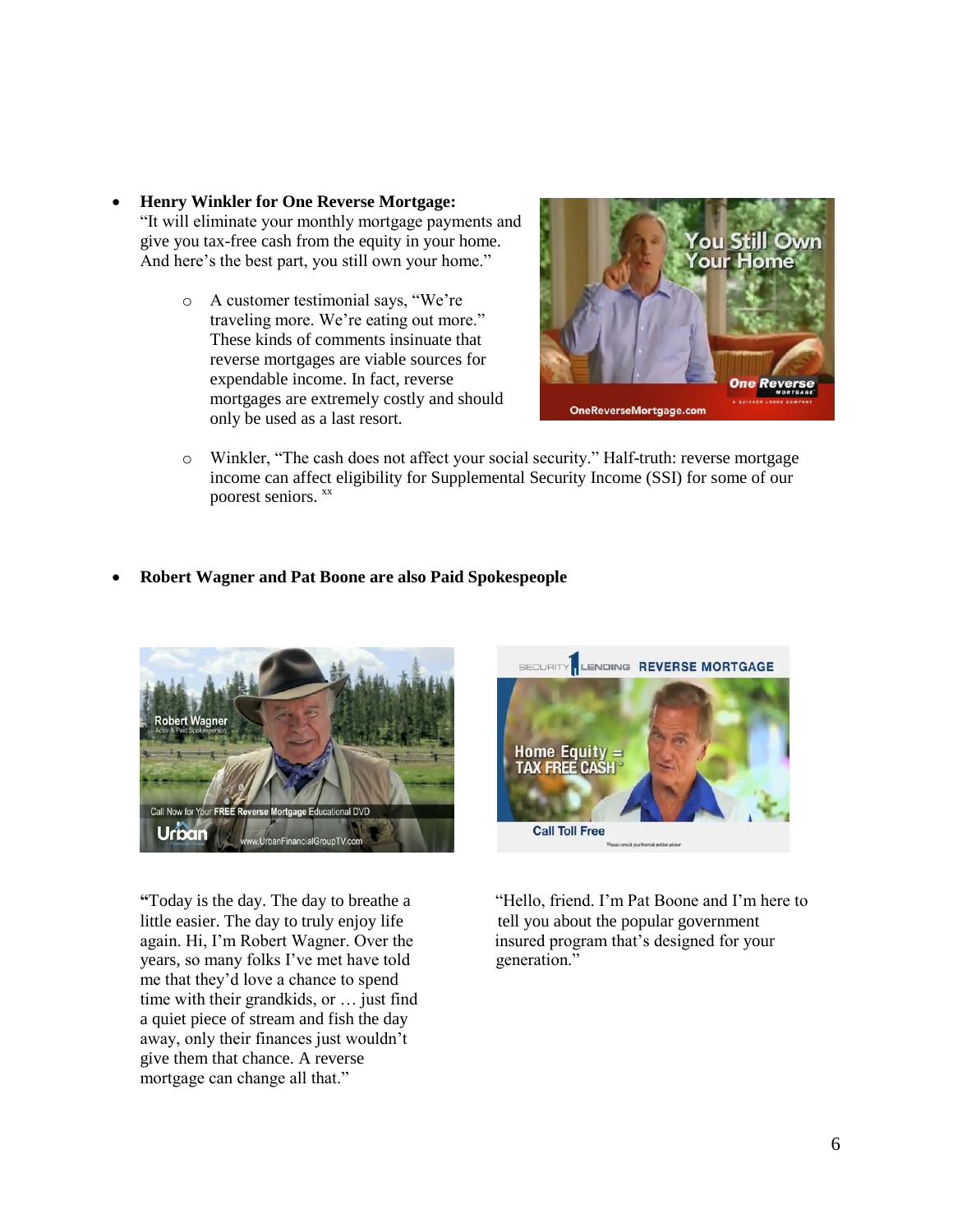- **Henry Winkler for One Reverse Mortgage:**
  "It will eliminate your monthly mortgage payments and give you tax-free cash from the equity in your home. And here's the best part, you still own your home."
  - A customer testimonial says, "We're traveling more. We're eating out more." These kinds of comments insinuate that reverse mortgages are viable sources for expendable income. In fact, reverse mortgages are extremely costly and should only be used as a last resort.
  - Winkler, "The cash does not affect your social security." Half-truth: reverse mortgage income can affect eligibility for Supplemental Security Income (SSI) for some of our poorest seniors. [xx]

- **Robert Wagner and Pat Boone are also Paid Spokespeople**

"Today is the day. The day to breathe a little easier. The day to truly enjoy life again. Hi, I'm Robert Wagner. Over the years, so many folks I've met have told me that they'd love a chance to spend time with their grandkids, or … just find a quiet piece of stream and fish the day away, only their finances just wouldn't give them that chance. A reverse mortgage can change all that."

"Hello, friend. I'm Pat Boone and I'm here to tell you about the popular government insured program that's designed for your generation."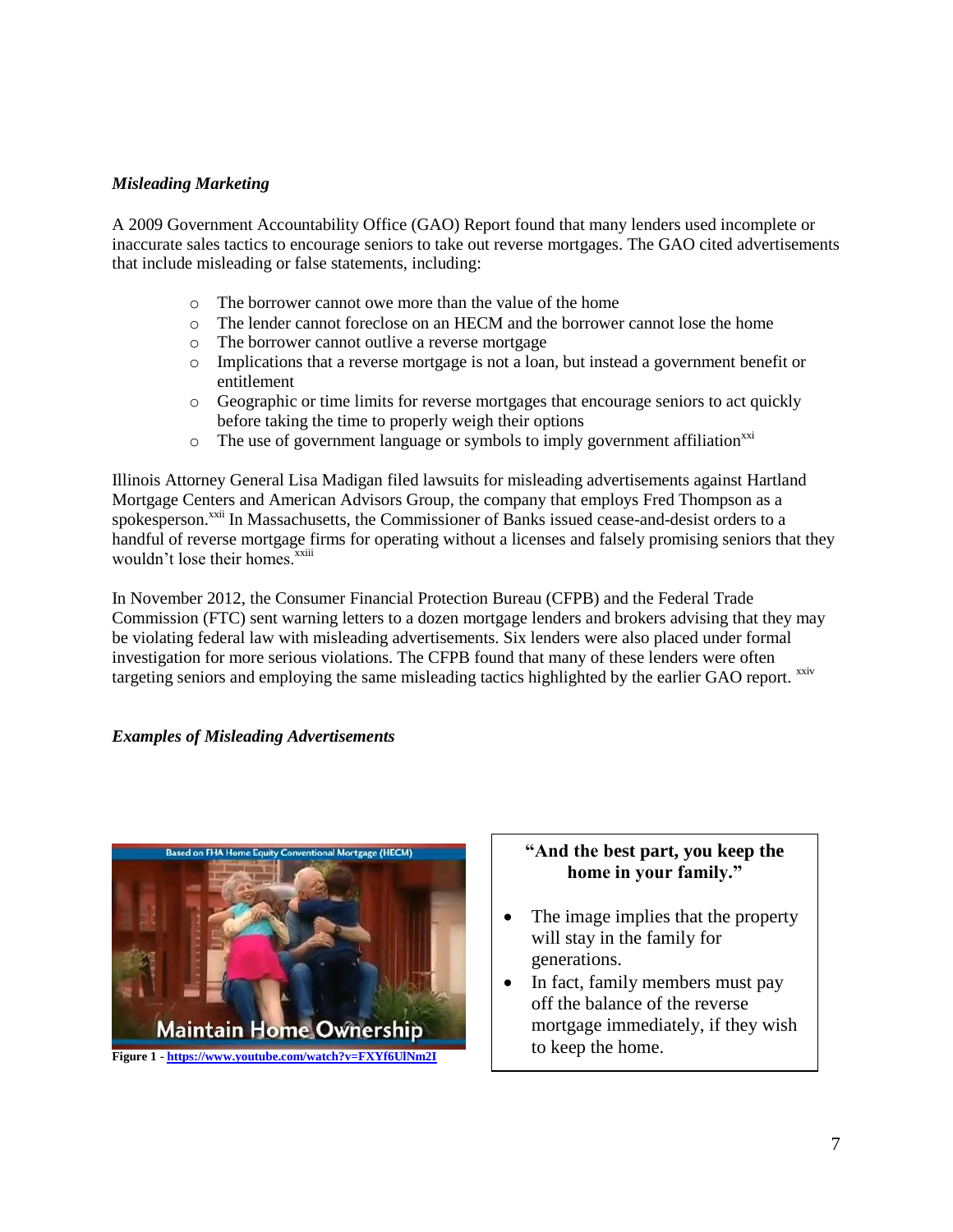*Misleading Marketing*

A 2009 Government Accountability Office (GAO) Report found that many lenders used incomplete or inaccurate sales tactics to encourage seniors to take out reverse mortgages. The GAO cited advertisements that include misleading or false statements, including:

- The borrower cannot owe more than the value of the home
- The lender cannot foreclose on an HECM and the borrower cannot lose the home
- The borrower cannot outlive a reverse mortgage
- Implications that a reverse mortgage is not a loan, but instead a government benefit or entitlement
- Geographic or time limits for reverse mortgages that encourage seniors to act quickly before taking the time to properly weigh their options
- The use of government language or symbols to imply government affiliation[xxi]

Illinois Attorney General Lisa Madigan filed lawsuits for misleading advertisements against Hartland Mortgage Centers and American Advisors Group, the company that employs Fred Thompson as a spokesperson.[xxii] In Massachusetts, the Commissioner of Banks issued cease-and-desist orders to a handful of reverse mortgage firms for operating without a licenses and falsely promising seniors that they wouldn't lose their homes.[xxiii]

In November 2012, the Consumer Financial Protection Bureau (CFPB) and the Federal Trade Commission (FTC) sent warning letters to a dozen mortgage lenders and brokers advising that they may be violating federal law with misleading advertisements. Six lenders were also placed under formal investigation for more serious violations. The CFPB found that many of these lenders were often targeting seniors and employing the same misleading tactics highlighted by the earlier GAO report. [xxiv]

*Examples of Misleading Advertisements*

Based on FHA Home Equity Conventional Mortgage (HECM)

Maintain Home Ownership

**Figure 1** - https://www.youtube.com/watch?v=FXYf6UlNm2I

**"And the best part, you keep the home in your family."**

- The image implies that the property will stay in the family for generations.
- In fact, family members must pay off the balance of the reverse mortgage immediately, if they wish to keep the home.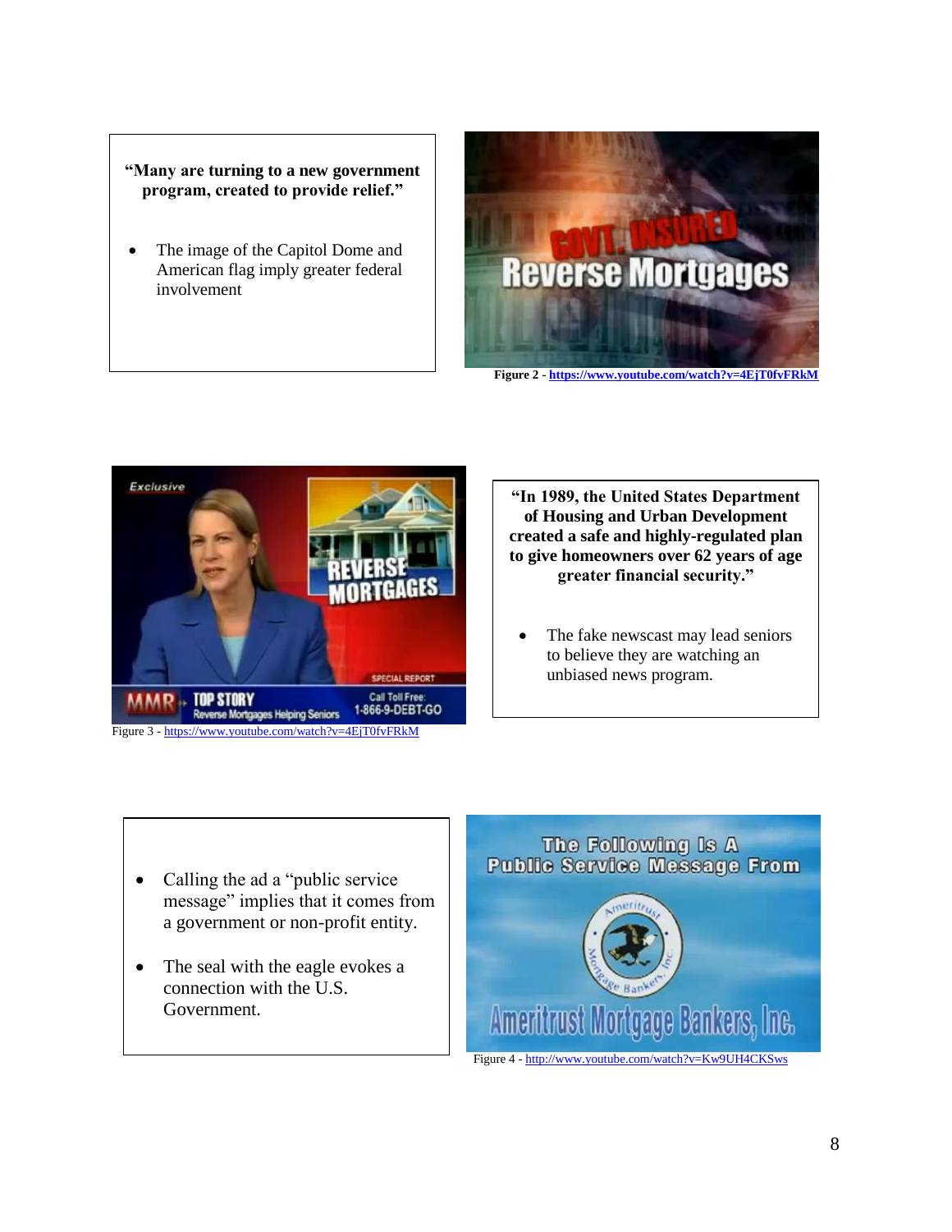**"Many are turning to a new government program, created to provide relief."**

- The image of the Capitol Dome and American flag imply greater federal involvement

**Figure 2 - https://www.youtube.com/watch?v=4EjT0fvFRkM**

Figure 3 - https://www.youtube.com/watch?v=4EjT0fvFRkM

**"In 1989, the United States Department of Housing and Urban Development created a safe and highly-regulated plan to give homeowners over 62 years of age greater financial security."**

- The fake newscast may lead seniors to believe they are watching an unbiased news program.

- Calling the ad a "public service message" implies that it comes from a government or non-profit entity.
- The seal with the eagle evokes a connection with the U.S. Government.

Figure 4 - http://www.youtube.com/watch?v=Kw9UH4CKSws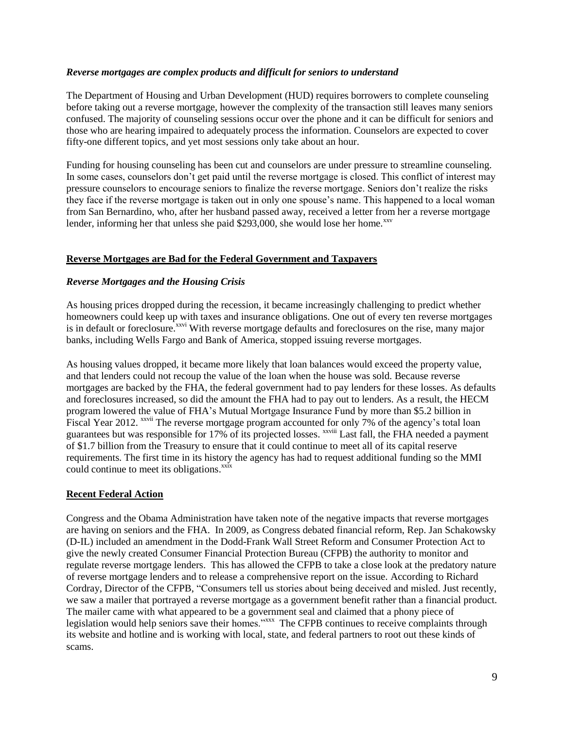### *Reverse mortgages are complex products and difficult for seniors to understand*

The Department of Housing and Urban Development (HUD) requires borrowers to complete counseling before taking out a reverse mortgage, however the complexity of the transaction still leaves many seniors confused. The majority of counseling sessions occur over the phone and it can be difficult for seniors and those who are hearing impaired to adequately process the information. Counselors are expected to cover fifty-one different topics, and yet most sessions only take about an hour.

Funding for housing counseling has been cut and counselors are under pressure to streamline counseling. In some cases, counselors don't get paid until the reverse mortgage is closed. This conflict of interest may pressure counselors to encourage seniors to finalize the reverse mortgage. Seniors don't realize the risks they face if the reverse mortgage is taken out in only one spouse's name. This happened to a local woman from San Bernardino, who, after her husband passed away, received a letter from her a reverse mortgage lender, informing her that unless she paid \$293,000, she would lose her home.[xxv]

## Reverse Mortgages are Bad for the Federal Government and Taxpayers

### *Reverse Mortgages and the Housing Crisis*

As housing prices dropped during the recession, it became increasingly challenging to predict whether homeowners could keep up with taxes and insurance obligations. One out of every ten reverse mortgages is in default or foreclosure.[xxvi] With reverse mortgage defaults and foreclosures on the rise, many major banks, including Wells Fargo and Bank of America, stopped issuing reverse mortgages.

As housing values dropped, it became more likely that loan balances would exceed the property value, and that lenders could not recoup the value of the loan when the house was sold. Because reverse mortgages are backed by the FHA, the federal government had to pay lenders for these losses. As defaults and foreclosures increased, so did the amount the FHA had to pay out to lenders. As a result, the HECM program lowered the value of FHA's Mutual Mortgage Insurance Fund by more than \$5.2 billion in Fiscal Year 2012.[xxvii] The reverse mortgage program accounted for only 7% of the agency's total loan guarantees but was responsible for 17% of its projected losses.[xxviii] Last fall, the FHA needed a payment of \$1.7 billion from the Treasury to ensure that it could continue to meet all of its capital reserve requirements. The first time in its history the agency has had to request additional funding so the MMI could continue to meet its obligations.[xxix]

## Recent Federal Action

Congress and the Obama Administration have taken note of the negative impacts that reverse mortgages are having on seniors and the FHA. In 2009, as Congress debated financial reform, Rep. Jan Schakowsky (D-IL) included an amendment in the Dodd-Frank Wall Street Reform and Consumer Protection Act to give the newly created Consumer Financial Protection Bureau (CFPB) the authority to monitor and regulate reverse mortgage lenders. This has allowed the CFPB to take a close look at the predatory nature of reverse mortgage lenders and to release a comprehensive report on the issue. According to Richard Cordray, Director of the CFPB, "Consumers tell us stories about being deceived and misled. Just recently, we saw a mailer that portrayed a reverse mortgage as a government benefit rather than a financial product. The mailer came with what appeared to be a government seal and claimed that a phony piece of legislation would help seniors save their homes."[xxx] The CFPB continues to receive complaints through its website and hotline and is working with local, state, and federal partners to root out these kinds of scams.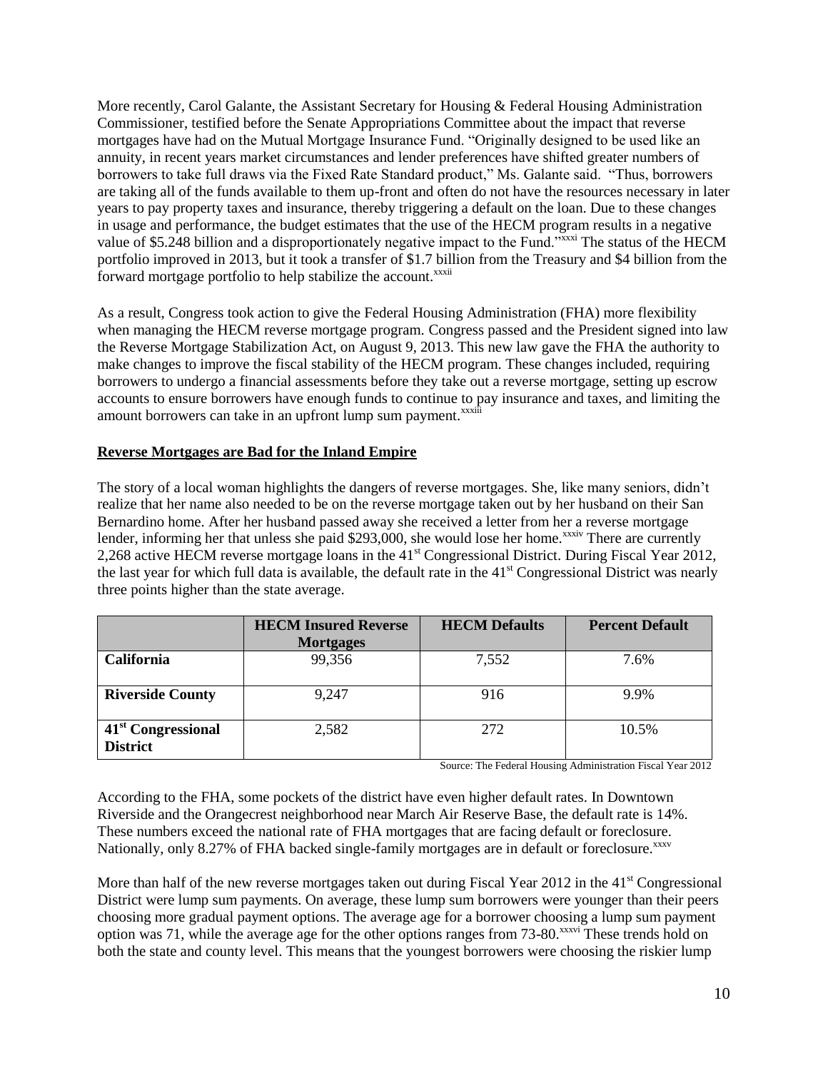More recently, Carol Galante, the Assistant Secretary for Housing & Federal Housing Administration Commissioner, testified before the Senate Appropriations Committee about the impact that reverse mortgages have had on the Mutual Mortgage Insurance Fund. "Originally designed to be used like an annuity, in recent years market circumstances and lender preferences have shifted greater numbers of borrowers to take full draws via the Fixed Rate Standard product," Ms. Galante said. "Thus, borrowers are taking all of the funds available to them up-front and often do not have the resources necessary in later years to pay property taxes and insurance, thereby triggering a default on the loan. Due to these changes in usage and performance, the budget estimates that the use of the HECM program results in a negative value of $5.248 billion and a disproportionately negative impact to the Fund."[xxxi] The status of the HECM portfolio improved in 2013, but it took a transfer of $1.7 billion from the Treasury and $4 billion from the forward mortgage portfolio to help stabilize the account.[xxxii]

As a result, Congress took action to give the Federal Housing Administration (FHA) more flexibility when managing the HECM reverse mortgage program. Congress passed and the President signed into law the Reverse Mortgage Stabilization Act, on August 9, 2013. This new law gave the FHA the authority to make changes to improve the fiscal stability of the HECM program. These changes included, requiring borrowers to undergo a financial assessments before they take out a reverse mortgage, setting up escrow accounts to ensure borrowers have enough funds to continue to pay insurance and taxes, and limiting the amount borrowers can take in an upfront lump sum payment.[xxxiii]

**Reverse Mortgages are Bad for the Inland Empire**

The story of a local woman highlights the dangers of reverse mortgages. She, like many seniors, didn't realize that her name also needed to be on the reverse mortgage taken out by her husband on their San Bernardino home. After her husband passed away she received a letter from her a reverse mortgage lender, informing her that unless she paid $293,000, she would lose her home.[xxxiv] There are currently 2,268 active HECM reverse mortgage loans in the 41st Congressional District. During Fiscal Year 2012, the last year for which full data is available, the default rate in the 41st Congressional District was nearly three points higher than the state average.

| | HECM Insured Reverse Mortgages | HECM Defaults | Percent Default |
|---|---|---|---|
| **California** | 99,356 | 7,552 | 7.6% |
| **Riverside County** | 9,247 | 916 | 9.9% |
| **41st Congressional District** | 2,582 | 272 | 10.5% |

Source: The Federal Housing Administration Fiscal Year 2012

According to the FHA, some pockets of the district have even higher default rates. In Downtown Riverside and the Orangecrest neighborhood near March Air Reserve Base, the default rate is 14%. These numbers exceed the national rate of FHA mortgages that are facing default or foreclosure. Nationally, only 8.27% of FHA backed single-family mortgages are in default or foreclosure.[xxxv]

More than half of the new reverse mortgages taken out during Fiscal Year 2012 in the 41st Congressional District were lump sum payments. On average, these lump sum borrowers were younger than their peers choosing more gradual payment options. The average age for a borrower choosing a lump sum payment option was 71, while the average age for the other options ranges from 73-80.[xxxvi] These trends hold on both the state and county level. This means that the youngest borrowers were choosing the riskier lump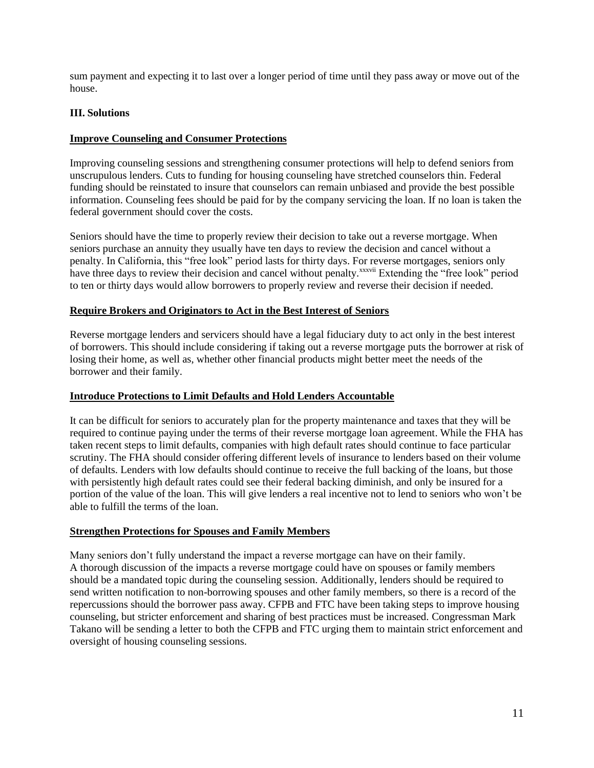sum payment and expecting it to last over a longer period of time until they pass away or move out of the house.

### III. Solutions

**Improve Counseling and Consumer Protections**

Improving counseling sessions and strengthening consumer protections will help to defend seniors from unscrupulous lenders. Cuts to funding for housing counseling have stretched counselors thin. Federal funding should be reinstated to insure that counselors can remain unbiased and provide the best possible information. Counseling fees should be paid for by the company servicing the loan. If no loan is taken the federal government should cover the costs.

Seniors should have the time to properly review their decision to take out a reverse mortgage. When seniors purchase an annuity they usually have ten days to review the decision and cancel without a penalty. In California, this "free look" period lasts for thirty days. For reverse mortgages, seniors only have three days to review their decision and cancel without penalty.[xxxvii] Extending the "free look" period to ten or thirty days would allow borrowers to properly review and reverse their decision if needed.

**Require Brokers and Originators to Act in the Best Interest of Seniors**

Reverse mortgage lenders and servicers should have a legal fiduciary duty to act only in the best interest of borrowers. This should include considering if taking out a reverse mortgage puts the borrower at risk of losing their home, as well as, whether other financial products might better meet the needs of the borrower and their family.

**Introduce Protections to Limit Defaults and Hold Lenders Accountable**

It can be difficult for seniors to accurately plan for the property maintenance and taxes that they will be required to continue paying under the terms of their reverse mortgage loan agreement. While the FHA has taken recent steps to limit defaults, companies with high default rates should continue to face particular scrutiny. The FHA should consider offering different levels of insurance to lenders based on their volume of defaults. Lenders with low defaults should continue to receive the full backing of the loans, but those with persistently high default rates could see their federal backing diminish, and only be insured for a portion of the value of the loan. This will give lenders a real incentive not to lend to seniors who won't be able to fulfill the terms of the loan.

**Strengthen Protections for Spouses and Family Members**

Many seniors don't fully understand the impact a reverse mortgage can have on their family. A thorough discussion of the impacts a reverse mortgage could have on spouses or family members should be a mandated topic during the counseling session. Additionally, lenders should be required to send written notification to non-borrowing spouses and other family members, so there is a record of the repercussions should the borrower pass away. CFPB and FTC have been taking steps to improve housing counseling, but stricter enforcement and sharing of best practices must be increased. Congressman Mark Takano will be sending a letter to both the CFPB and FTC urging them to maintain strict enforcement and oversight of housing counseling sessions.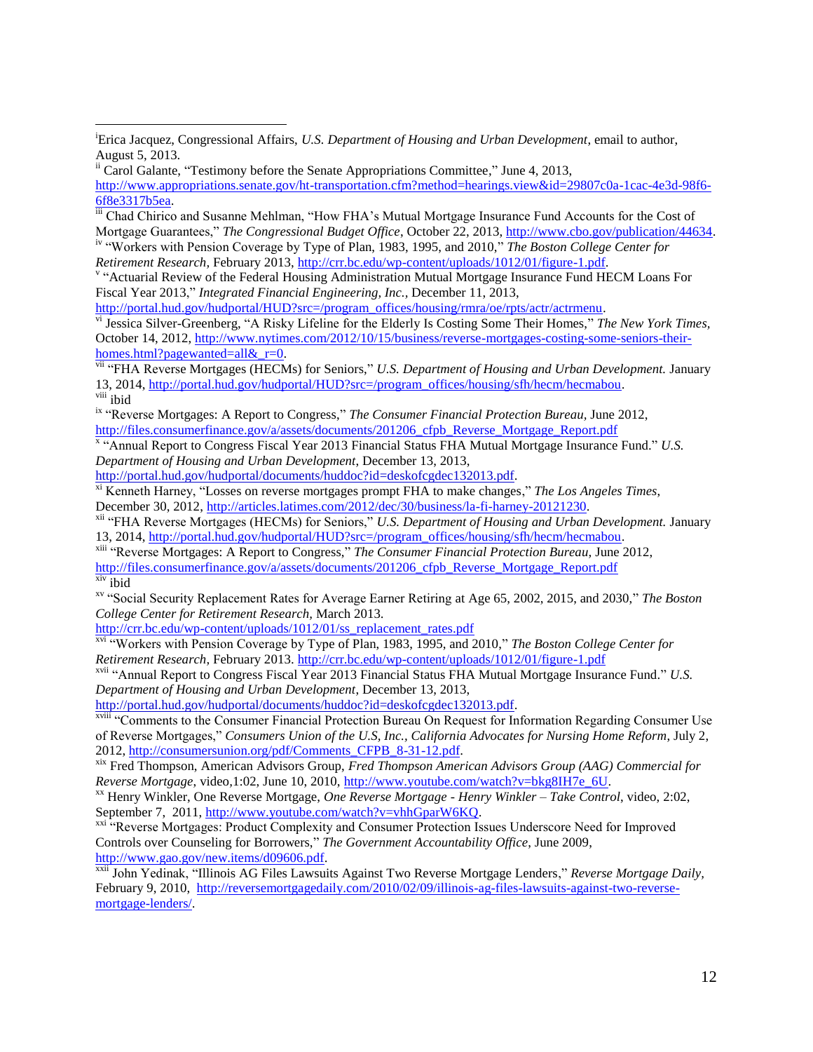[i] Erica Jacquez, Congressional Affairs, *U.S. Department of Housing and Urban Development*, email to author, August 5, 2013.

[ii] Carol Galante, "Testimony before the Senate Appropriations Committee," June 4, 2013, http://www.appropriations.senate.gov/ht-transportation.cfm?method=hearings.view&id=29807c0a-1cac-4e3d-98f6-6f8e3317b5ea.

[iii] Chad Chirico and Susanne Mehlman, "How FHA's Mutual Mortgage Insurance Fund Accounts for the Cost of Mortgage Guarantees," *The Congressional Budget Office*, October 22, 2013, http://www.cbo.gov/publication/44634.

[iv] "Workers with Pension Coverage by Type of Plan, 1983, 1995, and 2010," *The Boston College Center for Retirement Research,* February 2013, http://crr.bc.edu/wp-content/uploads/1012/01/figure-1.pdf.

[v] "Actuarial Review of the Federal Housing Administration Mutual Mortgage Insurance Fund HECM Loans For Fiscal Year 2013," *Integrated Financial Engineering, Inc.,* December 11, 2013, http://portal.hud.gov/hudportal/HUD?src=/program_offices/housing/rmra/oe/rpts/actr/actrmenu.

[vi] Jessica Silver-Greenberg, "A Risky Lifeline for the Elderly Is Costing Some Their Homes," *The New York Times,* October 14, 2012, http://www.nytimes.com/2012/10/15/business/reverse-mortgages-costing-some-seniors-their-homes.html?pagewanted=all&_r=0.

[vii] "FHA Reverse Mortgages (HECMs) for Seniors," *U.S. Department of Housing and Urban Development.* January 13, 2014, http://portal.hud.gov/hudportal/HUD?src=/program_offices/housing/sfh/hecm/hecmabou.

[viii] ibid

[ix] "Reverse Mortgages: A Report to Congress," *The Consumer Financial Protection Bureau,* June 2012, http://files.consumerfinance.gov/a/assets/documents/201206_cfpb_Reverse_Mortgage_Report.pdf

[x] "Annual Report to Congress Fiscal Year 2013 Financial Status FHA Mutual Mortgage Insurance Fund." *U.S. Department of Housing and Urban Development*, December 13, 2013, http://portal.hud.gov/hudportal/documents/huddoc?id=deskofcgdec132013.pdf.

[xi] Kenneth Harney, "Losses on reverse mortgages prompt FHA to make changes," *The Los Angeles Times,* December 30, 2012, http://articles.latimes.com/2012/dec/30/business/la-fi-harney-20121230.

[xii] "FHA Reverse Mortgages (HECMs) for Seniors," *U.S. Department of Housing and Urban Development.* January 13, 2014, http://portal.hud.gov/hudportal/HUD?src=/program_offices/housing/sfh/hecm/hecmabou.

[xiii] "Reverse Mortgages: A Report to Congress," *The Consumer Financial Protection Bureau,* June 2012, http://files.consumerfinance.gov/a/assets/documents/201206_cfpb_Reverse_Mortgage_Report.pdf

[xiv] ibid

[xv] "Social Security Replacement Rates for Average Earner Retiring at Age 65, 2002, 2015, and 2030," *The Boston College Center for Retirement Research,* March 2013. http://crr.bc.edu/wp-content/uploads/1012/01/ss_replacement_rates.pdf

[xvi] "Workers with Pension Coverage by Type of Plan, 1983, 1995, and 2010," *The Boston College Center for Retirement Research,* February 2013. http://crr.bc.edu/wp-content/uploads/1012/01/figure-1.pdf

[xvii] "Annual Report to Congress Fiscal Year 2013 Financial Status FHA Mutual Mortgage Insurance Fund." *U.S. Department of Housing and Urban Development*, December 13, 2013, http://portal.hud.gov/hudportal/documents/huddoc?id=deskofcgdec132013.pdf.

[xviii] "Comments to the Consumer Financial Protection Bureau On Request for Information Regarding Consumer Use of Reverse Mortgages," *Consumers Union of the U.S, Inc., California Advocates for Nursing Home Reform*, July 2, 2012, http://consumersunion.org/pdf/Comments_CFPB_8-31-12.pdf.

[xix] Fred Thompson, American Advisors Group, *Fred Thompson American Advisors Group (AAG) Commercial for Reverse Mortgage*, video,1:02, June 10, 2010, http://www.youtube.com/watch?v=bkg8IH7e_6U.

[xx] Henry Winkler, One Reverse Mortgage, *One Reverse Mortgage - Henry Winkler – Take Control*, video, 2:02, September 7, 2011, http://www.youtube.com/watch?v=vhhGparW6KQ.

[xxi] "Reverse Mortgages: Product Complexity and Consumer Protection Issues Underscore Need for Improved Controls over Counseling for Borrowers," *The Government Accountability Office*, June 2009, http://www.gao.gov/new.items/d09606.pdf.

[xxii] John Yedinak, "Illinois AG Files Lawsuits Against Two Reverse Mortgage Lenders," *Reverse Mortgage Daily,* February 9, 2010, http://reversemortgagedaily.com/2010/02/09/illinois-ag-files-lawsuits-against-two-reverse-mortgage-lenders/.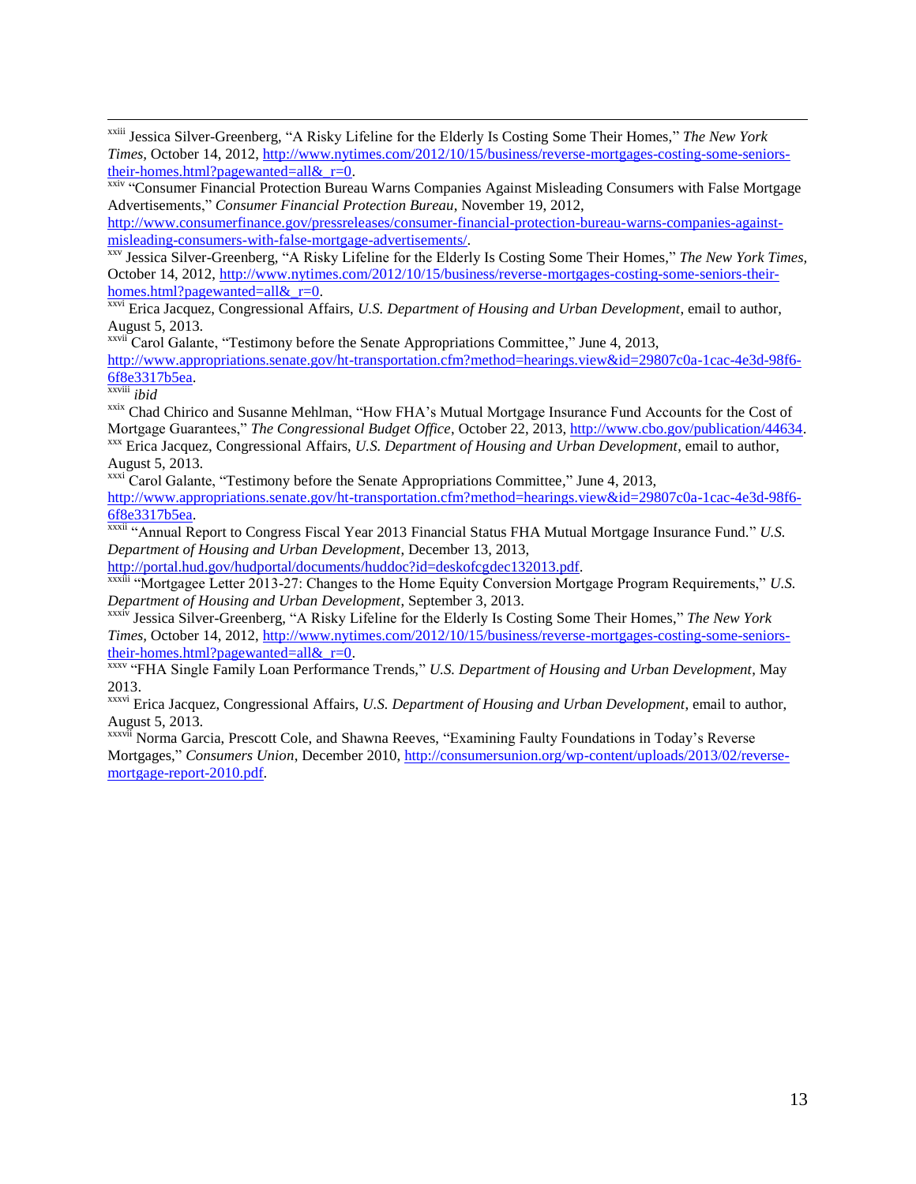[xxiii] Jessica Silver-Greenberg, "A Risky Lifeline for the Elderly Is Costing Some Their Homes," *The New York Times*, October 14, 2012, http://www.nytimes.com/2012/10/15/business/reverse-mortgages-costing-some-seniors-their-homes.html?pagewanted=all&_r=0.

[xxiv] "Consumer Financial Protection Bureau Warns Companies Against Misleading Consumers with False Mortgage Advertisements," *Consumer Financial Protection Bureau*, November 19, 2012, http://www.consumerfinance.gov/pressreleases/consumer-financial-protection-bureau-warns-companies-against-misleading-consumers-with-false-mortgage-advertisements/.

[xxv] Jessica Silver-Greenberg, "A Risky Lifeline for the Elderly Is Costing Some Their Homes," *The New York Times*, October 14, 2012, http://www.nytimes.com/2012/10/15/business/reverse-mortgages-costing-some-seniors-their-homes.html?pagewanted=all&_r=0.

[xxvi] Erica Jacquez, Congressional Affairs, *U.S. Department of Housing and Urban Development*, email to author, August 5, 2013.

[xxvii] Carol Galante, "Testimony before the Senate Appropriations Committee," June 4, 2013, http://www.appropriations.senate.gov/ht-transportation.cfm?method=hearings.view&id=29807c0a-1cac-4e3d-98f6-6f8e3317b5ea.

[xxviii] *ibid*

[xxix] Chad Chirico and Susanne Mehlman, "How FHA's Mutual Mortgage Insurance Fund Accounts for the Cost of Mortgage Guarantees," *The Congressional Budget Office*, October 22, 2013, http://www.cbo.gov/publication/44634.

[xxx] Erica Jacquez, Congressional Affairs, *U.S. Department of Housing and Urban Development*, email to author, August 5, 2013.

[xxxi] Carol Galante, "Testimony before the Senate Appropriations Committee," June 4, 2013, http://www.appropriations.senate.gov/ht-transportation.cfm?method=hearings.view&id=29807c0a-1cac-4e3d-98f6-6f8e3317b5ea.

[xxxii] "Annual Report to Congress Fiscal Year 2013 Financial Status FHA Mutual Mortgage Insurance Fund." *U.S. Department of Housing and Urban Development*, December 13, 2013, http://portal.hud.gov/hudportal/documents/huddoc?id=deskofcgdec132013.pdf.

[xxxiii] "Mortgagee Letter 2013-27: Changes to the Home Equity Conversion Mortgage Program Requirements," *U.S. Department of Housing and Urban Development*, September 3, 2013.

[xxxiv] Jessica Silver-Greenberg, "A Risky Lifeline for the Elderly Is Costing Some Their Homes," *The New York Times*, October 14, 2012, http://www.nytimes.com/2012/10/15/business/reverse-mortgages-costing-some-seniors-their-homes.html?pagewanted=all&_r=0.

[xxxv] "FHA Single Family Loan Performance Trends," *U.S. Department of Housing and Urban Development*, May 2013.

[xxxvi] Erica Jacquez, Congressional Affairs, *U.S. Department of Housing and Urban Development*, email to author, August 5, 2013.

[xxxvii] Norma Garcia, Prescott Cole, and Shawna Reeves, "Examining Faulty Foundations in Today's Reverse Mortgages," *Consumers Union*, December 2010, http://consumersunion.org/wp-content/uploads/2013/02/reverse-mortgage-report-2010.pdf.